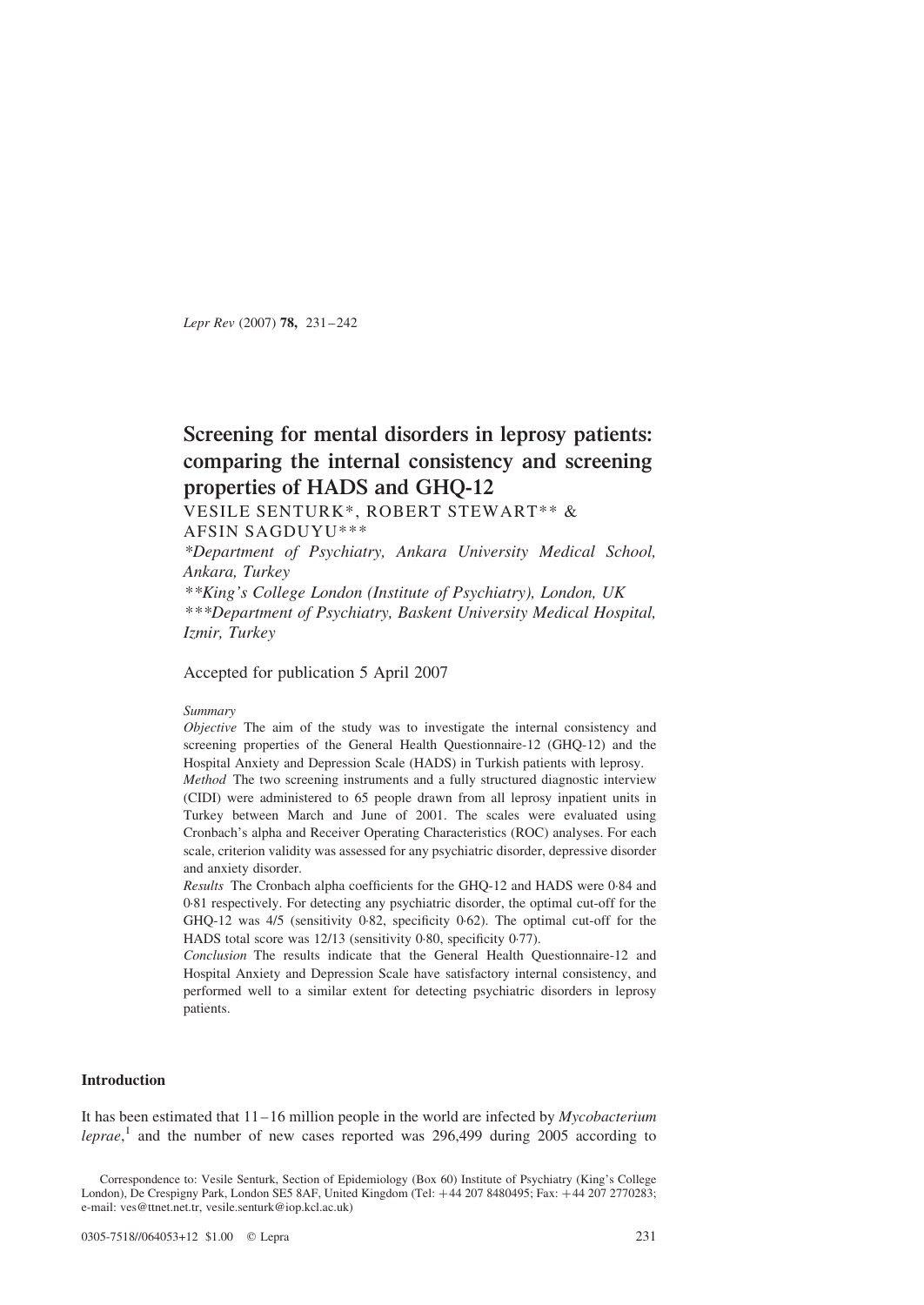# Screening for mental disorders in leprosy patients: comparing the internal consistency and screening properties of HADS and GHQ-12

VESILE SENTURK*, ROBERT STEWART** & AFSIN SAGDUYU***

*\*Department of Psychiatry, Ankara University Medical School, Ankara, Turkey*

*\*\*King's College London (Institute of Psychiatry), London, UK*

*\*\*\*Department of Psychiatry, Baskent University Medical Hospital, Izmir, Turkey*

Accepted for publication 5 April 2007

*Summary*

*Objective* The aim of the study was to investigate the internal consistency and screening properties of the General Health Questionnaire-12 (GHQ-12) and the Hospital Anxiety and Depression Scale (HADS) in Turkish patients with leprosy.

*Method* The two screening instruments and a fully structured diagnostic interview (CIDI) were administered to 65 people drawn from all leprosy inpatient units in Turkey between March and June of 2001. The scales were evaluated using Cronbach's alpha and Receiver Operating Characteristics (ROC) analyses. For each scale, criterion validity was assessed for any psychiatric disorder, depressive disorder and anxiety disorder.

*Results* The Cronbach alpha coefficients for the GHQ-12 and HADS were 0·84 and 0·81 respectively. For detecting any psychiatric disorder, the optimal cut-off for the GHQ-12 was 4/5 (sensitivity 0·82, specificity 0·62). The optimal cut-off for the HADS total score was 12/13 (sensitivity 0·80, specificity 0·77).

*Conclusion* The results indicate that the General Health Questionnaire-12 and Hospital Anxiety and Depression Scale have satisfactory internal consistency, and performed well to a similar extent for detecting psychiatric disorders in leprosy patients.

## Introduction

It has been estimated that 11–16 million people in the world are infected by *Mycobacterium leprae*,[1] and the number of new cases reported was 296,499 during 2005 according to

Correspondence to: Vesile Senturk, Section of Epidemiology (Box 60) Institute of Psychiatry (King's College London), De Crespigny Park, London SE5 8AF, United Kingdom (Tel: +44 207 8480495; Fax: +44 207 2770283; e-mail: ves@ttnet.net.tr, vesile.senturk@iop.kcl.ac.uk)

0305-7518//064053+12 $1.00 © Lepra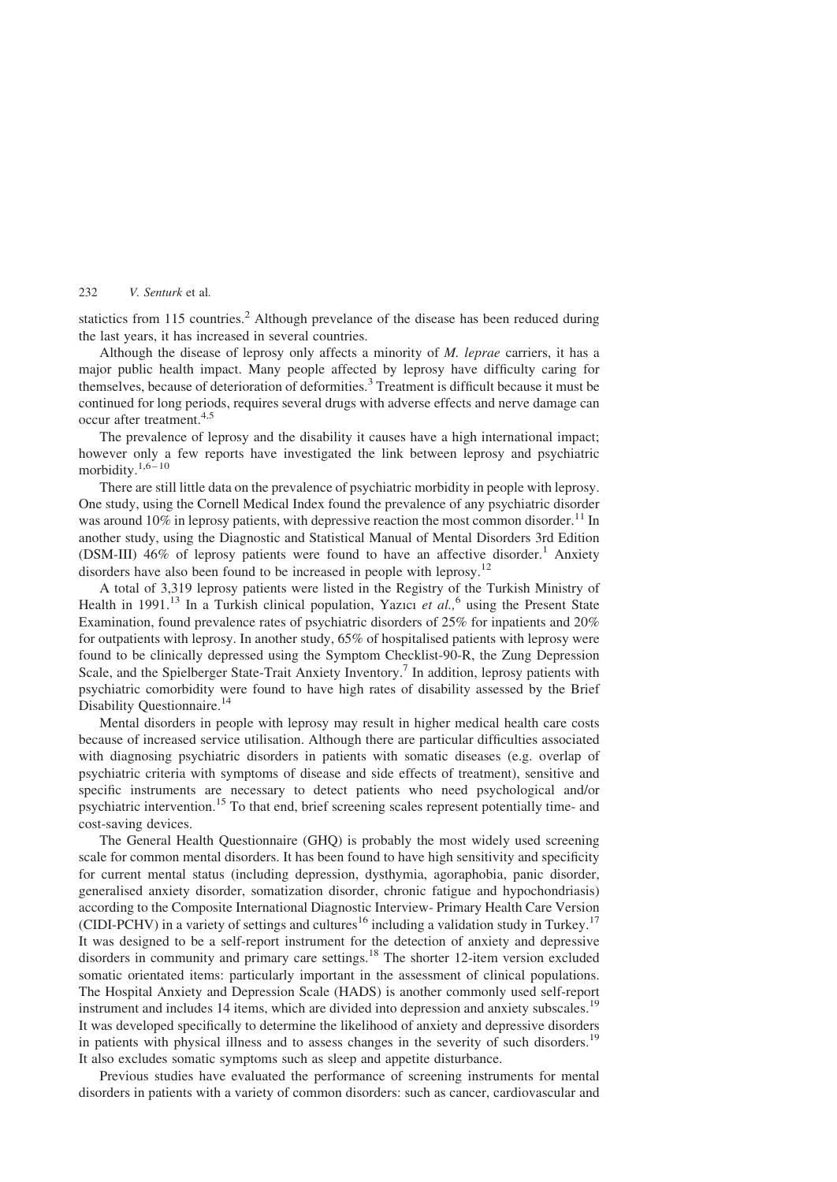statictics from 115 countries.[2] Although prevelance of the disease has been reduced during the last years, it has increased in several countries.

Although the disease of leprosy only affects a minority of *M. leprae* carriers, it has a major public health impact. Many people affected by leprosy have difficulty caring for themselves, because of deterioration of deformities.[3] Treatment is difficult because it must be continued for long periods, requires several drugs with adverse effects and nerve damage can occur after treatment.[4,5]

The prevalence of leprosy and the disability it causes have a high international impact; however only a few reports have investigated the link between leprosy and psychiatric morbidity.[1,6–10]

There are still little data on the prevalence of psychiatric morbidity in people with leprosy. One study, using the Cornell Medical Index found the prevalence of any psychiatric disorder was around 10% in leprosy patients, with depressive reaction the most common disorder.[11] In another study, using the Diagnostic and Statistical Manual of Mental Disorders 3rd Edition (DSM-III) 46% of leprosy patients were found to have an affective disorder.[1] Anxiety disorders have also been found to be increased in people with leprosy.[12]

A total of 3,319 leprosy patients were listed in the Registry of the Turkish Ministry of Health in 1991.[13] In a Turkish clinical population, Yazıcı *et al.,*[6] using the Present State Examination, found prevalence rates of psychiatric disorders of 25% for inpatients and 20% for outpatients with leprosy. In another study, 65% of hospitalised patients with leprosy were found to be clinically depressed using the Symptom Checklist-90-R, the Zung Depression Scale, and the Spielberger State-Trait Anxiety Inventory.[7] In addition, leprosy patients with psychiatric comorbidity were found to have high rates of disability assessed by the Brief Disability Questionnaire.[14]

Mental disorders in people with leprosy may result in higher medical health care costs because of increased service utilisation. Although there are particular difficulties associated with diagnosing psychiatric disorders in patients with somatic diseases (e.g. overlap of psychiatric criteria with symptoms of disease and side effects of treatment), sensitive and specific instruments are necessary to detect patients who need psychological and/or psychiatric intervention.[15] To that end, brief screening scales represent potentially time- and cost-saving devices.

The General Health Questionnaire (GHQ) is probably the most widely used screening scale for common mental disorders. It has been found to have high sensitivity and specificity for current mental status (including depression, dysthymia, agoraphobia, panic disorder, generalised anxiety disorder, somatization disorder, chronic fatigue and hypochondriasis) according to the Composite International Diagnostic Interview- Primary Health Care Version (CIDI-PCHV) in a variety of settings and cultures[16] including a validation study in Turkey.[17] It was designed to be a self-report instrument for the detection of anxiety and depressive disorders in community and primary care settings.[18] The shorter 12-item version excluded somatic orientated items: particularly important in the assessment of clinical populations. The Hospital Anxiety and Depression Scale (HADS) is another commonly used self-report instrument and includes 14 items, which are divided into depression and anxiety subscales.[19] It was developed specifically to determine the likelihood of anxiety and depressive disorders in patients with physical illness and to assess changes in the severity of such disorders.[19] It also excludes somatic symptoms such as sleep and appetite disturbance.

Previous studies have evaluated the performance of screening instruments for mental disorders in patients with a variety of common disorders: such as cancer, cardiovascular and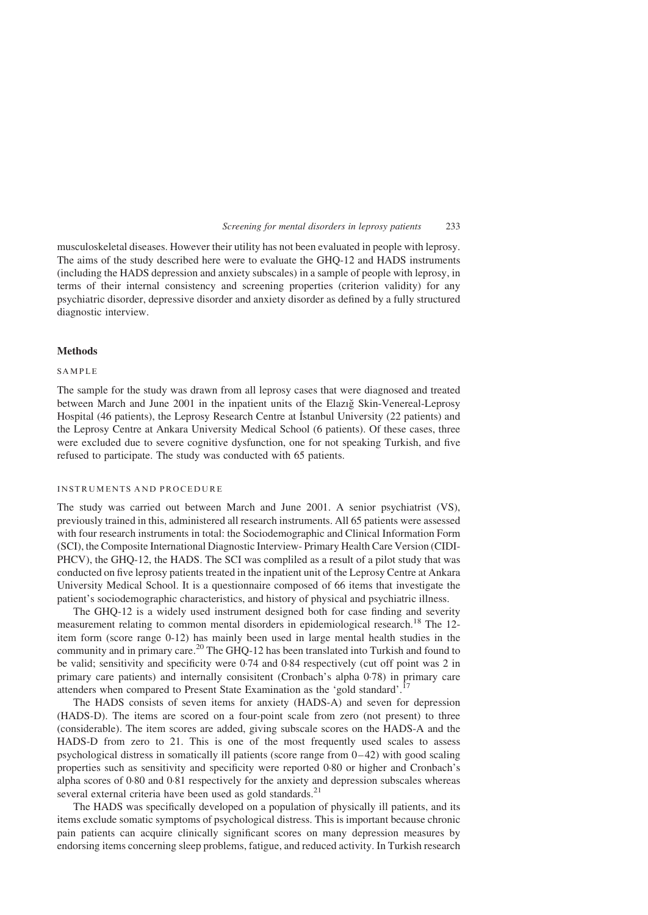musculoskeletal diseases. However their utility has not been evaluated in people with leprosy. The aims of the study described here were to evaluate the GHQ-12 and HADS instruments (including the HADS depression and anxiety subscales) in a sample of people with leprosy, in terms of their internal consistency and screening properties (criterion validity) for any psychiatric disorder, depressive disorder and anxiety disorder as defined by a fully structured diagnostic interview.

## Methods

### SAMPLE

The sample for the study was drawn from all leprosy cases that were diagnosed and treated between March and June 2001 in the inpatient units of the Elazığ Skin-Venereal-Leprosy Hospital (46 patients), the Leprosy Research Centre at İstanbul University (22 patients) and the Leprosy Centre at Ankara University Medical School (6 patients). Of these cases, three were excluded due to severe cognitive dysfunction, one for not speaking Turkish, and five refused to participate. The study was conducted with 65 patients.

### INSTRUMENTS AND PROCEDURE

The study was carried out between March and June 2001. A senior psychiatrist (VS), previously trained in this, administered all research instruments. All 65 patients were assessed with four research instruments in total: the Sociodemographic and Clinical Information Form (SCI), the Composite International Diagnostic Interview- Primary Health Care Version (CIDI-PHCV), the GHQ-12, the HADS. The SCI was compliled as a result of a pilot study that was conducted on five leprosy patients treated in the inpatient unit of the Leprosy Centre at Ankara University Medical School. It is a questionnaire composed of 66 items that investigate the patient's sociodemographic characteristics, and history of physical and psychiatric illness.

The GHQ-12 is a widely used instrument designed both for case finding and severity measurement relating to common mental disorders in epidemiological research.[18] The 12-item form (score range 0-12) has mainly been used in large mental health studies in the community and in primary care.[20] The GHQ-12 has been translated into Turkish and found to be valid; sensitivity and specificity were 0·74 and 0·84 respectively (cut off point was 2 in primary care patients) and internally consisitent (Cronbach's alpha 0·78) in primary care attenders when compared to Present State Examination as the 'gold standard'.[17]

The HADS consists of seven items for anxiety (HADS-A) and seven for depression (HADS-D). The items are scored on a four-point scale from zero (not present) to three (considerable). The item scores are added, giving subscale scores on the HADS-A and the HADS-D from zero to 21. This is one of the most frequently used scales to assess psychological distress in somatically ill patients (score range from 0–42) with good scaling properties such as sensitivity and specificity were reported 0·80 or higher and Cronbach's alpha scores of 0·80 and 0·81 respectively for the anxiety and depression subscales whereas several external criteria have been used as gold standards.[21]

The HADS was specifically developed on a population of physically ill patients, and its items exclude somatic symptoms of psychological distress. This is important because chronic pain patients can acquire clinically significant scores on many depression measures by endorsing items concerning sleep problems, fatigue, and reduced activity. In Turkish research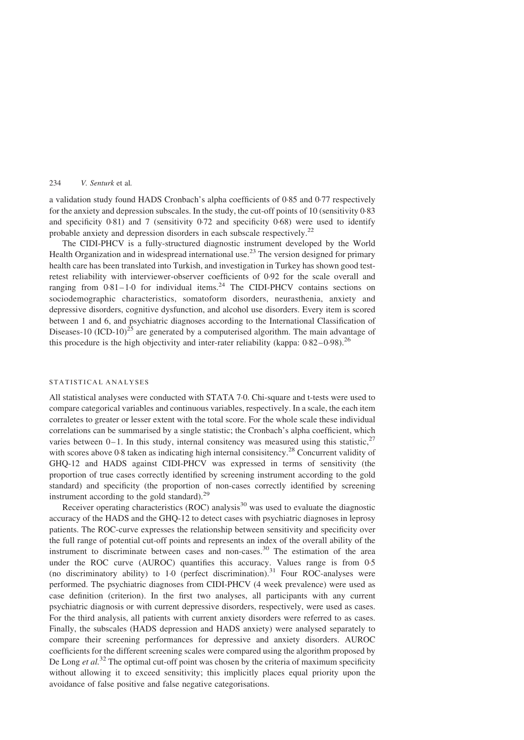a validation study found HADS Cronbach's alpha coefficients of 0·85 and 0·77 respectively for the anxiety and depression subscales. In the study, the cut-off points of 10 (sensitivity 0·83 and specificity 0·81) and 7 (sensitivity 0·72 and specificity 0·68) were used to identify probable anxiety and depression disorders in each subscale respectively.[22]

The CIDI-PHCV is a fully-structured diagnostic instrument developed by the World Health Organization and in widespread international use.[23] The version designed for primary health care has been translated into Turkish, and investigation in Turkey has shown good test-retest reliability with interviewer-observer coefficients of 0·92 for the scale overall and ranging from 0·81–1·0 for individual items.[24] The CIDI-PHCV contains sections on sociodemographic characteristics, somatoform disorders, neurasthenia, anxiety and depressive disorders, cognitive dysfunction, and alcohol use disorders. Every item is scored between 1 and 6, and psychiatric diagnoses according to the International Classification of Diseases-10 (ICD-10)[25] are generated by a computerised algorithm. The main advantage of this procedure is the high objectivity and inter-rater reliability (kappa: 0·82–0·98).[26]

## STATISTICAL ANALYSES

All statistical analyses were conducted with STATA 7·0. Chi-square and t-tests were used to compare categorical variables and continuous variables, respectively. In a scale, the each item corraletes to greater or lesser extent with the total score. For the whole scale these individual correlations can be summarised by a single statistic; the Cronbach's alpha coefficient, which varies between 0–1. In this study, internal consitency was measured using this statistic,[27] with scores above 0·8 taken as indicating high internal consisitency.[28] Concurrent validity of GHQ-12 and HADS against CIDI-PHCV was expressed in terms of sensitivity (the proportion of true cases correctly identified by screening instrument according to the gold standard) and specificity (the proportion of non-cases correctly identified by screening instrument according to the gold standard).[29]

Receiver operating characteristics (ROC) analysis[30] was used to evaluate the diagnostic accuracy of the HADS and the GHQ-12 to detect cases with psychiatric diagnoses in leprosy patients. The ROC-curve expresses the relationship between sensitivity and specificity over the full range of potential cut-off points and represents an index of the overall ability of the instrument to discriminate between cases and non-cases.[30] The estimation of the area under the ROC curve (AUROC) quantifies this accuracy. Values range is from 0·5 (no discriminatory ability) to 1·0 (perfect discrimination).[31] Four ROC-analyses were performed. The psychiatric diagnoses from CIDI-PHCV (4 week prevalence) were used as case definition (criterion). In the first two analyses, all participants with any current psychiatric diagnosis or with current depressive disorders, respectively, were used as cases. For the third analysis, all patients with current anxiety disorders were referred to as cases. Finally, the subscales (HADS depression and HADS anxiety) were analysed separately to compare their screening performances for depressive and anxiety disorders. AUROC coefficients for the different screening scales were compared using the algorithm proposed by De Long *et al.*[32] The optimal cut-off point was chosen by the criteria of maximum specificity without allowing it to exceed sensitivity; this implicitly places equal priority upon the avoidance of false positive and false negative categorisations.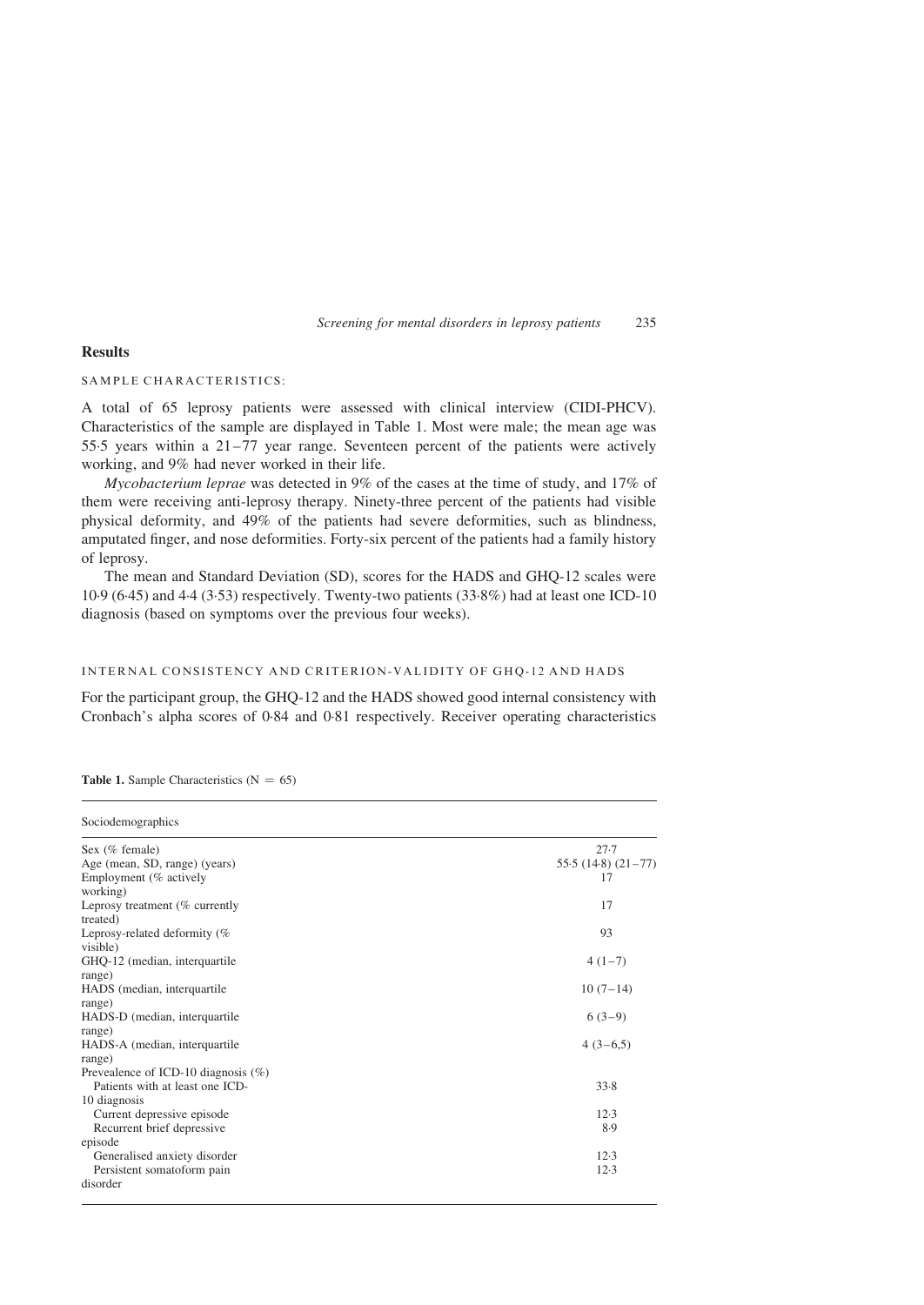## Results

### SAMPLE CHARACTERISTICS:

A total of 65 leprosy patients were assessed with clinical interview (CIDI-PHCV). Characteristics of the sample are displayed in Table 1. Most were male; the mean age was 55·5 years within a 21–77 year range. Seventeen percent of the patients were actively working, and 9% had never worked in their life.

*Mycobacterium leprae* was detected in 9% of the cases at the time of study, and 17% of them were receiving anti-leprosy therapy. Ninety-three percent of the patients had visible physical deformity, and 49% of the patients had severe deformities, such as blindness, amputated finger, and nose deformities. Forty-six percent of the patients had a family history of leprosy.

The mean and Standard Deviation (SD), scores for the HADS and GHQ-12 scales were 10·9 (6·45) and 4·4 (3·53) respectively. Twenty-two patients (33·8%) had at least one ICD-10 diagnosis (based on symptoms over the previous four weeks).

### INTERNAL CONSISTENCY AND CRITERION-VALIDITY OF GHQ-12 AND HADS

For the participant group, the GHQ-12 and the HADS showed good internal consistency with Cronbach's alpha scores of 0·84 and 0·81 respectively. Receiver operating characteristics

**Table 1.** Sample Characteristics (N = 65)

| Sociodemographics | |
|---|---|
| Sex (% female) | 27·7 |
| Age (mean, SD, range) (years) | 55·5 (14·8) (21–77) |
| Employment (% actively working) | 17 |
| Leprosy treatment (% currently treated) | 17 |
| Leprosy-related deformity (% visible) | 93 |
| GHQ-12 (median, interquartile range) | 4 (1–7) |
| HADS (median, interquartile range) | 10 (7–14) |
| HADS-D (median, interquartile range) | 6 (3–9) |
| HADS-A (median, interquartile range) | 4 (3–6,5) |
| Prevelaence of ICD-10 diagnosis (%) | |
| Patients with at least one ICD-10 diagnosis | 33·8 |
| Current depressive episode | 12·3 |
| Recurrent brief depressive episode | 8·9 |
| Generalised anxiety disorder | 12·3 |
| Persistent somatoform pain disorder | 12·3 |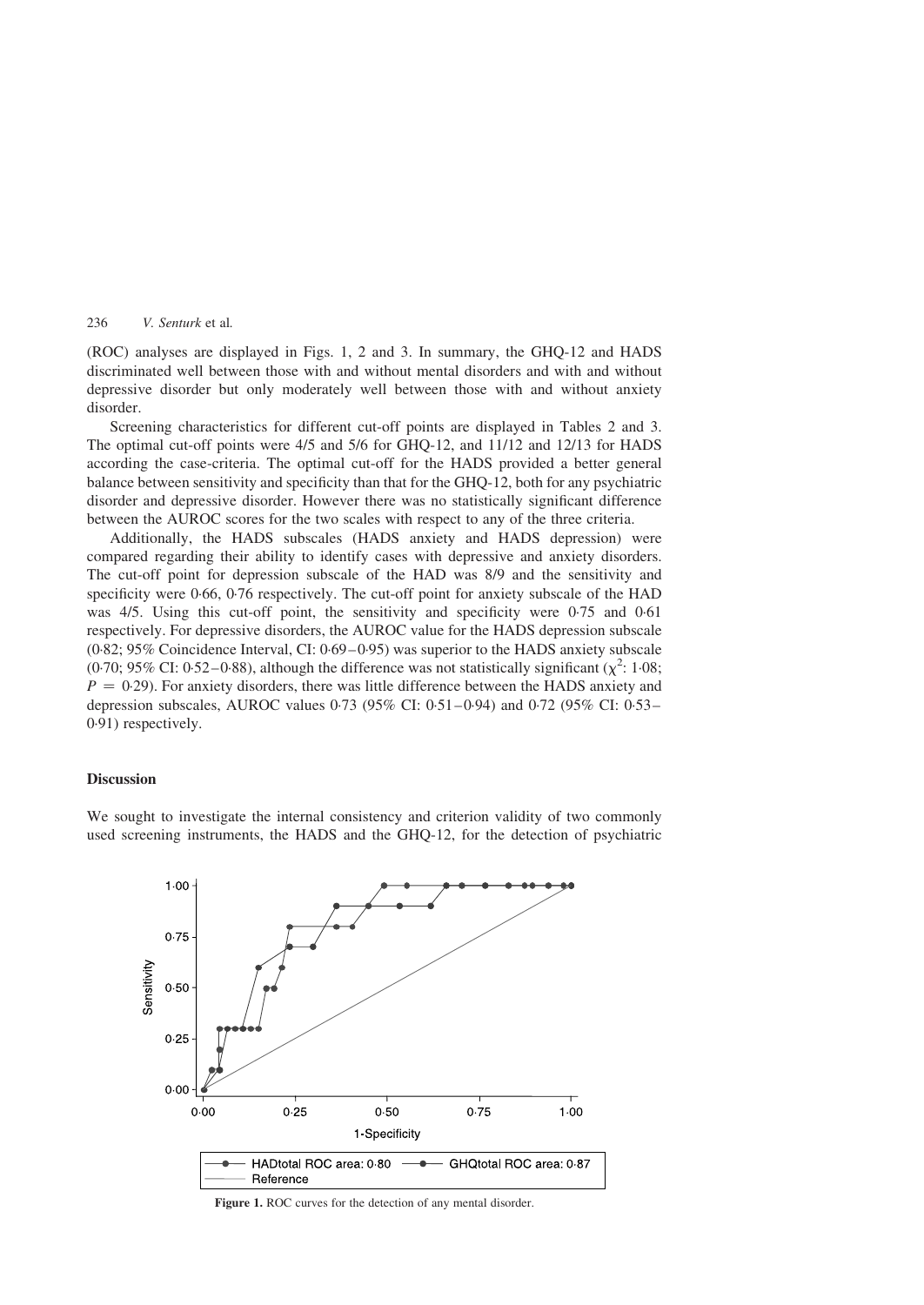(ROC) analyses are displayed in Figs. 1, 2 and 3. In summary, the GHQ-12 and HADS discriminated well between those with and without mental disorders and with and without depressive disorder but only moderately well between those with and without anxiety disorder.

Screening characteristics for different cut-off points are displayed in Tables 2 and 3. The optimal cut-off points were 4/5 and 5/6 for GHQ-12, and 11/12 and 12/13 for HADS according the case-criteria. The optimal cut-off for the HADS provided a better general balance between sensitivity and specificity than that for the GHQ-12, both for any psychiatric disorder and depressive disorder. However there was no statistically significant difference between the AUROC scores for the two scales with respect to any of the three criteria.

Additionally, the HADS subscales (HADS anxiety and HADS depression) were compared regarding their ability to identify cases with depressive and anxiety disorders. The cut-off point for depression subscale of the HAD was 8/9 and the sensitivity and specificity were 0·66, 0·76 respectively. The cut-off point for anxiety subscale of the HAD was 4/5. Using this cut-off point, the sensitivity and specificity were 0·75 and 0·61 respectively. For depressive disorders, the AUROC value for the HADS depression subscale (0·82; 95% Coincidence Interval, CI: 0·69–0·95) was superior to the HADS anxiety subscale (0·70; 95% CI: 0·52–0·88), although the difference was not statistically significant ($\chi^2$: 1·08; $P = 0{\cdot}29$). For anxiety disorders, there was little difference between the HADS anxiety and depression subscales, AUROC values 0·73 (95% CI: 0·51–0·94) and 0·72 (95% CI: 0·53–0·91) respectively.

## Discussion

We sought to investigate the internal consistency and criterion validity of two commonly used screening instruments, the HADS and the GHQ-12, for the detection of psychiatric

**Figure 1.** ROC curves for the detection of any mental disorder.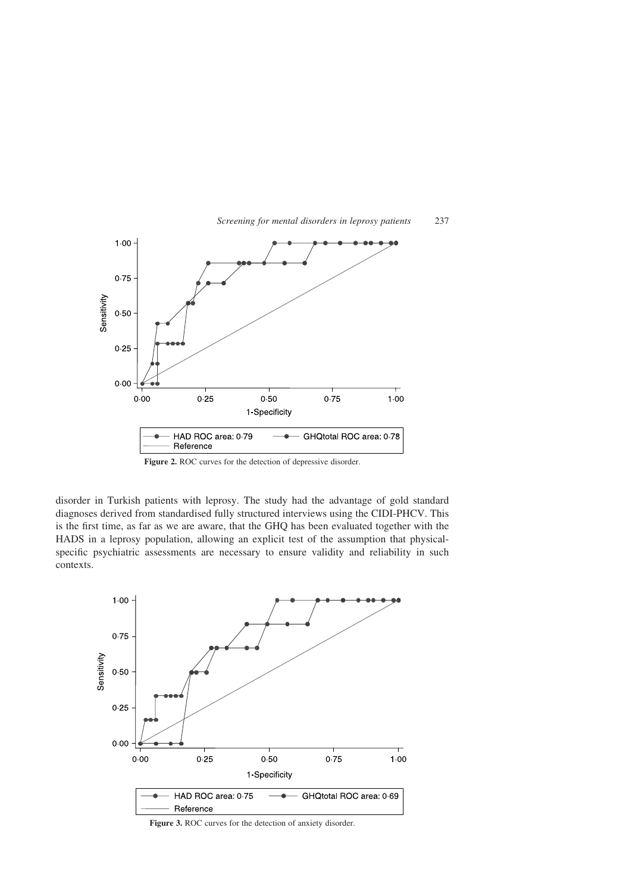Figure 2. ROC curves for the detection of depressive disorder.

disorder in Turkish patients with leprosy. The study had the advantage of gold standard diagnoses derived from standardised fully structured interviews using the CIDI-PHCV. This is the first time, as far as we are aware, that the GHQ has been evaluated together with the HADS in a leprosy population, allowing an explicit test of the assumption that physical-specific psychiatric assessments are necessary to ensure validity and reliability in such contexts.

Figure 3. ROC curves for the detection of anxiety disorder.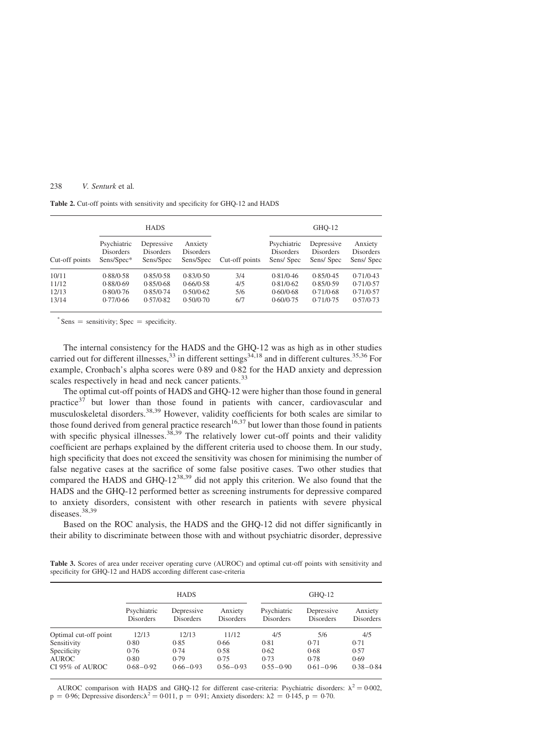**Table 2.** Cut-off points with sensitivity and specificity for GHQ-12 and HADS

| | HADS | | | | GHQ-12 | | |
|---|---|---|---|---|---|---|---|
| Cut-off points | Psychiatric Disorders Sens/Spec* | Depressive Disorders Sens/Spec | Anxiety Disorders Sens/Spec | Cut-off points | Psychiatric Disorders Sens/ Spec | Depressive Disorders Sens/ Spec | Anxiety Disorders Sens/ Spec |
| 10/11 | 0·88/0·58 | 0·85/0·58 | 0·83/0·50 | 3/4 | 0·81/0·46 | 0·85/0·45 | 0·71/0·43 |
| 11/12 | 0·88/0·69 | 0·85/0·68 | 0·66/0·58 | 4/5 | 0·81/0·62 | 0·85/0·59 | 0·71/0·57 |
| 12/13 | 0·80/0·76 | 0·85/0·74 | 0·50/0·62 | 5/6 | 0·60/0·68 | 0·71/0·68 | 0·71/0·57 |
| 13/14 | 0·77/0·66 | 0·57/0·82 | 0·50/0·70 | 6/7 | 0·60/0·75 | 0·71/0·75 | 0·57/0·73 |

* Sens = sensitivity; Spec = specificity.

The internal consistency for the HADS and the GHQ-12 was as high as in other studies carried out for different illnesses,[33] in different settings[34,18] and in different cultures.[35,36] For example, Cronbach's alpha scores were 0·89 and 0·82 for the HAD anxiety and depression scales respectively in head and neck cancer patients.[33]

The optimal cut-off points of HADS and GHQ-12 were higher than those found in general practice[37] but lower than those found in patients with cancer, cardiovascular and musculoskeletal disorders.[38,39] However, validity coefficients for both scales are similar to those found derived from general practice research[16,37] but lower than those found in patients with specific physical illnesses.[38,39] The relatively lower cut-off points and their validity coefficient are perhaps explained by the different criteria used to choose them. In our study, high specificity that does not exceed the sensitivity was chosen for minimising the number of false negative cases at the sacrifice of some false positive cases. Two other studies that compared the HADS and GHQ-12[38,39] did not apply this criterion. We also found that the HADS and the GHQ-12 performed better as screening instruments for depressive compared to anxiety disorders, consistent with other research in patients with severe physical diseases.[38,39]

Based on the ROC analysis, the HADS and the GHQ-12 did not differ significantly in their ability to discriminate between those with and without psychiatric disorder, depressive

**Table 3.** Scores of area under receiver operating curve (AUROC) and optimal cut-off points with sensitivity and specificity for GHQ-12 and HADS according different case-criteria

| | HADS | | | GHQ-12 | | |
|---|---|---|---|---|---|---|
| | Psychiatric Disorders | Depressive Disorders | Anxiety Disorders | Psychiatric Disorders | Depressive Disorders | Anxiety Disorders |
| Optimal cut-off point | 12/13 | 12/13 | 11/12 | 4/5 | 5/6 | 4/5 |
| Sensitivity | 0·80 | 0·85 | 0·66 | 0·81 | 0·71 | 0·71 |
| Specificity | 0·76 | 0·74 | 0·58 | 0·62 | 0·68 | 0·57 |
| AUROC | 0·80 | 0·79 | 0·75 | 0·73 | 0·78 | 0·69 |
| CI 95% of AUROC | 0·68 – 0·92 | 0·66 – 0·93 | 0·56 – 0·93 | 0·55 – 0·90 | 0·61 – 0·96 | 0·38 – 0·84 |

AUROC comparison with HADS and GHQ-12 for different case-criteria: Psychiatric disorders: $\lambda^2 = 0{\cdot}002$, $p = 0{\cdot}96$; Depressive disorders: $\lambda^2 = 0{\cdot}011$, $p = 0{\cdot}91$; Anxiety disorders: $\lambda 2 = 0{\cdot}145$, $p = 0{\cdot}70$.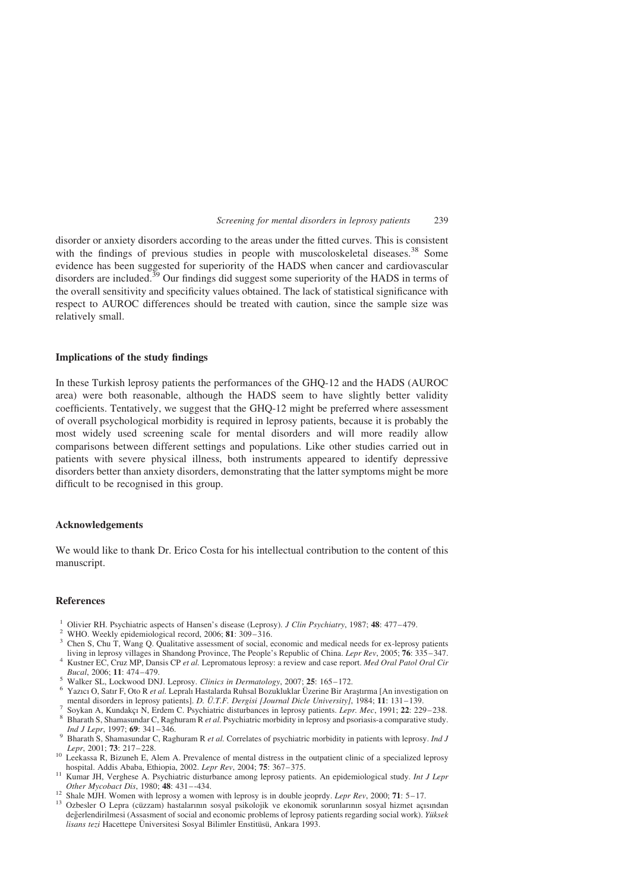disorder or anxiety disorders according to the areas under the fitted curves. This is consistent with the findings of previous studies in people with muscoloskeletal diseases.[38] Some evidence has been suggested for superiority of the HADS when cancer and cardiovascular disorders are included.[39] Our findings did suggest some superiority of the HADS in terms of the overall sensitivity and specificity values obtained. The lack of statistical significance with respect to AUROC differences should be treated with caution, since the sample size was relatively small.

### Implications of the study findings

In these Turkish leprosy patients the performances of the GHQ-12 and the HADS (AUROC area) were both reasonable, although the HADS seem to have slightly better validity coefficients. Tentatively, we suggest that the GHQ-12 might be preferred where assessment of overall psychological morbidity is required in leprosy patients, because it is probably the most widely used screening scale for mental disorders and will more readily allow comparisons between different settings and populations. Like other studies carried out in patients with severe physical illness, both instruments appeared to identify depressive disorders better than anxiety disorders, demonstrating that the latter symptoms might be more difficult to be recognised in this group.

## Acknowledgements

We would like to thank Dr. Erico Costa for his intellectual contribution to the content of this manuscript.

## References

1. Olivier RH. Psychiatric aspects of Hansen's disease (Leprosy). *J Clin Psychiatry*, 1987; **48**: 477–479.
2. WHO. Weekly epidemiological record, 2006; **81**: 309–316.
3. Chen S, Chu T, Wang Q. Qualitative assessment of social, economic and medical needs for ex-leprosy patients living in leprosy villages in Shandong Province, The People's Republic of China. *Lepr Rev*, 2005; **76**: 335–347.
4. Kustner EC, Cruz MP, Dansis CP *et al.* Lepromatous leprosy: a review and case report. *Med Oral Patol Oral Cir Bucal*, 2006; **11**: 474–479.
5. Walker SL, Lockwood DNJ. Leprosy. *Clinics in Dermatology*, 2007; **25**: 165–172.
6. Yazıcı O, Satır F, Oto R *et al.* Lepralı Hastalarda Ruhsal Bozukluklar Üzerine Bir Araştırma [An investigation on mental disorders in leprosy patients]. *D. Ü.T.F. Dergisi [Journal Dicle University]*, 1984; **11**: 131–139.
7. Soykan A, Kundakçı N, Erdem C. Psychiatric disturbances in leprosy patients. *Lepr. Mec*, 1991; **22**: 229–238.
8. Bharath S, Shamasundar C, Raghuram R *et al.* Psychiatric morbidity in leprosy and psoriasis-a comparative study. *Ind J Lepr*, 1997; **69**: 341–346.
9. Bharath S, Shamasundar C, Raghuram R *et al.* Correlates of psychiatric morbidity in patients with leprosy. *Ind J Lepr*, 2001; **73**: 217–228.
10. Leekassa R, Bizuneh E, Alem A. Prevalence of mental distress in the outpatient clinic of a specialized leprosy hospital. Addis Ababa, Ethiopia, 2002. *Lepr Rev*, 2004; **75**: 367–375.
11. Kumar JH, Verghese A. Psychiatric disturbance among leprosy patients. An epidemiological study. *Int J Lepr Other Mycobact Dis*, 1980; **48**: 431–-434.
12. Shale MJH. Women with leprosy a women with leprosy is in double jeoprdy. *Lepr Rev*, 2000; **71**: 5–17.
13. Ozbesler O Lepra (cüzzam) hastalarının sosyal psikolojik ve ekonomik sorunlarının sosyal hizmet açısından değerlendirilmesi (Assasment of social and economic problems of leprosy patients regarding social work). *Yüksek lisans tezi* Hacettepe Üniversitesi Sosyal Bilimler Enstitüsü, Ankara 1993.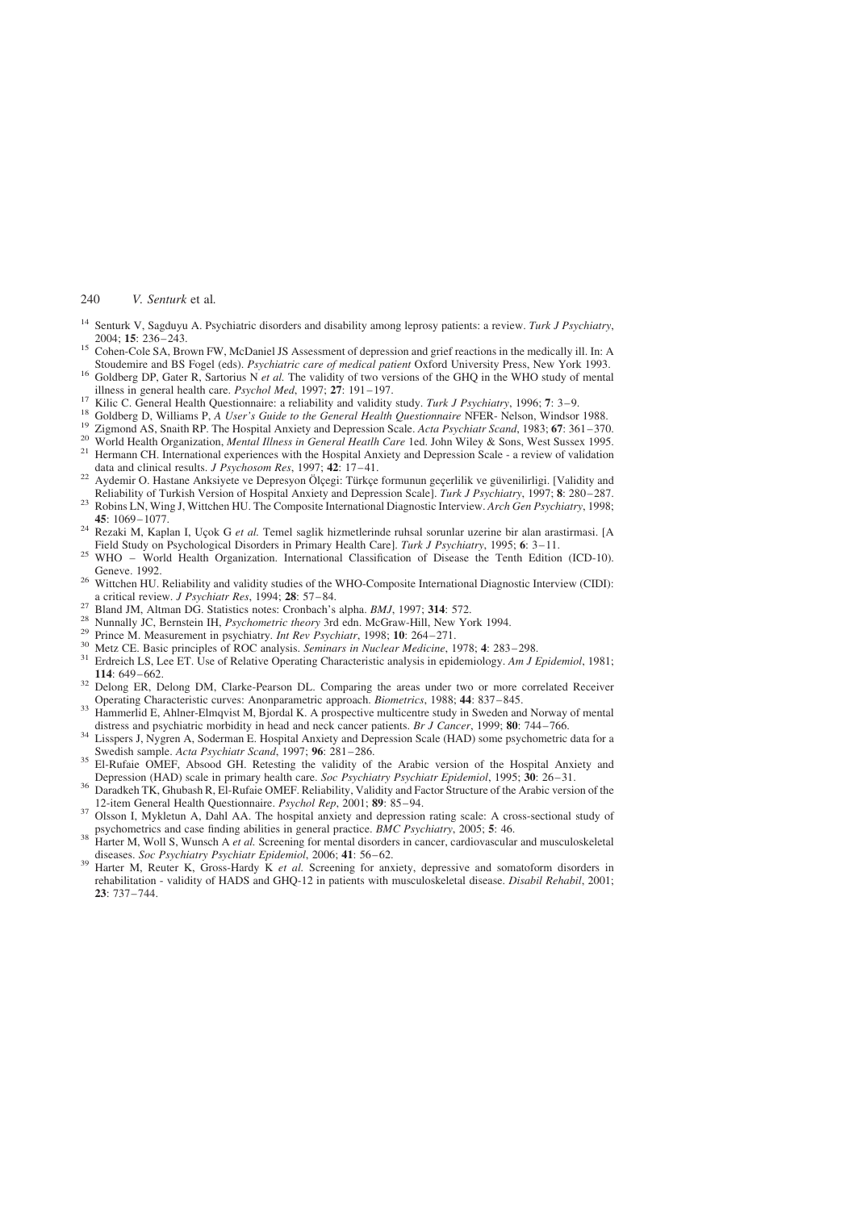[14] Senturk V, Sagduyu A. Psychiatric disorders and disability among leprosy patients: a review. *Turk J Psychiatry*, 2004; **15**: 236–243.

[15] Cohen-Cole SA, Brown FW, McDaniel JS Assessment of depression and grief reactions in the medically ill. In: A Stoudemire and BS Fogel (eds). *Psychiatric care of medical patient* Oxford University Press, New York 1993.

[16] Goldberg DP, Gater R, Sartorius N *et al.* The validity of two versions of the GHQ in the WHO study of mental illness in general health care. *Psychol Med*, 1997; **27**: 191–197.

[17] Kilic C. General Health Questionnaire: a reliability and validity study. *Turk J Psychiatry*, 1996; **7**: 3–9.

[18] Goldberg D, Williams P, *A User's Guide to the General Health Questionnaire* NFER- Nelson, Windsor 1988.

[19] Zigmond AS, Snaith RP. The Hospital Anxiety and Depression Scale. *Acta Psychiatr Scand*, 1983; **67**: 361–370.

[20] World Health Organization, *Mental Illness in General Heatlh Care* 1ed. John Wiley & Sons, West Sussex 1995.

[21] Hermann CH. International experiences with the Hospital Anxiety and Depression Scale - a review of validation data and clinical results. *J Psychosom Res*, 1997; **42**: 17–41.

[22] Aydemir O. Hastane Anksiyete ve Depresyon Ölçegi: Türkçe formunun geçerlilik ve güvenilirligi. [Validity and Reliability of Turkish Version of Hospital Anxiety and Depression Scale]. *Turk J Psychiatry*, 1997; **8**: 280–287.

[23] Robins LN, Wing J, Wittchen HU. The Composite International Diagnostic Interview. *Arch Gen Psychiatry*, 1998; **45**: 1069–1077.

[24] Rezaki M, Kaplan I, Uçok G *et al.* Temel saglik hizmetlerinde ruhsal sorunlar uzerine bir alan arastirmasi. [A Field Study on Psychological Disorders in Primary Health Care]. *Turk J Psychiatry*, 1995; **6**: 3–11.

[25] WHO – World Health Organization. International Classification of Disease the Tenth Edition (ICD-10). Geneve. 1992.

[26] Wittchen HU. Reliability and validity studies of the WHO-Composite International Diagnostic Interview (CIDI): a critical review. *J Psychiatr Res*, 1994; **28**: 57–84.

[27] Bland JM, Altman DG. Statistics notes: Cronbach's alpha. *BMJ*, 1997; **314**: 572.

[28] Nunnally JC, Bernstein IH, *Psychometric theory* 3rd edn. McGraw-Hill, New York 1994.

[29] Prince M. Measurement in psychiatry. *Int Rev Psychiatr*, 1998; **10**: 264–271.

[30] Metz CE. Basic principles of ROC analysis. *Seminars in Nuclear Medicine*, 1978; **4**: 283–298.

[31] Erdreich LS, Lee ET. Use of Relative Operating Characteristic analysis in epidemiology. *Am J Epidemiol*, 1981; **114**: 649–662.

[32] Delong ER, Delong DM, Clarke-Pearson DL. Comparing the areas under two or more correlated Receiver Operating Characteristic curves: Anonparametric approach. *Biometrics*, 1988; **44**: 837–845.

[33] Hammerlid E, Ahlner-Elmqvist M, Bjordal K. A prospective multicentre study in Sweden and Norway of mental distress and psychiatric morbidity in head and neck cancer patients. *Br J Cancer*, 1999; **80**: 744–766.

[34] Lisspers J, Nygren A, Soderman E. Hospital Anxiety and Depression Scale (HAD) some psychometric data for a Swedish sample. *Acta Psychiatr Scand*, 1997; **96**: 281–286.

[35] El-Rufaie OMEF, Absood GH. Retesting the validity of the Arabic version of the Hospital Anxiety and Depression (HAD) scale in primary health care. *Soc Psychiatry Psychiatr Epidemiol*, 1995; **30**: 26–31.

[36] Daradkeh TK, Ghubash R, El-Rufaie OMEF. Reliability, Validity and Factor Structure of the Arabic version of the 12-item General Health Questionnaire. *Psychol Rep*, 2001; **89**: 85–94.

[37] Olsson I, Mykletun A, Dahl AA. The hospital anxiety and depression rating scale: A cross-sectional study of psychometrics and case finding abilities in general practice. *BMC Psychiatry*, 2005; **5**: 46.

[38] Harter M, Woll S, Wunsch A *et al.* Screening for mental disorders in cancer, cardiovascular and musculoskeletal diseases. *Soc Psychiatry Psychiatr Epidemiol*, 2006; **41**: 56–62.

[39] Harter M, Reuter K, Gross-Hardy K *et al.* Screening for anxiety, depressive and somatoform disorders in rehabilitation - validity of HADS and GHQ-12 in patients with musculoskeletal disease. *Disabil Rehabil*, 2001; **23**: 737–744.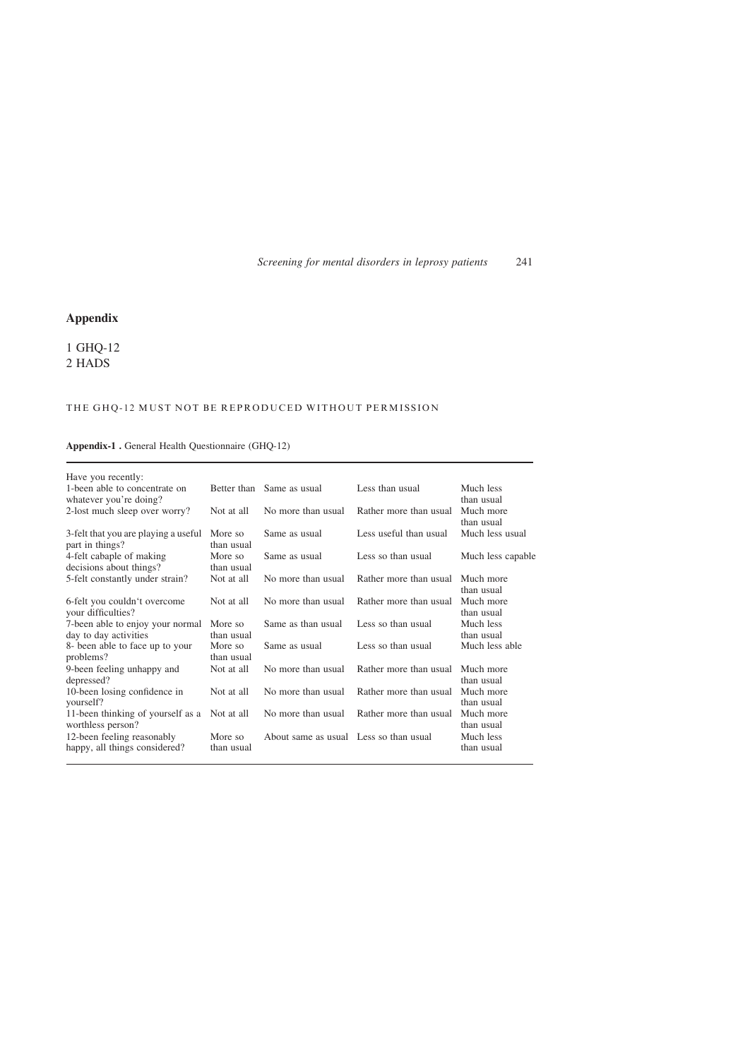## Appendix

1 GHQ-12
2 HADS

THE GHQ-12 MUST NOT BE REPRODUCED WITHOUT PERMISSION

**Appendix-1 .** General Health Questionnaire (GHQ-12)

| Have you recently: | | | | |
|---|---|---|---|---|
| 1-been able to concentrate on whatever you're doing? | Better than | Same as usual | Less than usual | Much less than usual |
| 2-lost much sleep over worry? | Not at all | No more than usual | Rather more than usual | Much more than usual |
| 3-felt that you are playing a useful part in things? | More so than usual | Same as usual | Less useful than usual | Much less usual |
| 4-felt cabaple of making decisions about things? | More so than usual | Same as usual | Less so than usual | Much less capable |
| 5-felt constantly under strain? | Not at all | No more than usual | Rather more than usual | Much more than usual |
| 6-felt you couldn't overcome your difficulties? | Not at all | No more than usual | Rather more than usual | Much more than usual |
| 7-been able to enjoy your normal day to day activities | More so than usual | Same as than usual | Less so than usual | Much less than usual |
| 8- been able to face up to your problems? | More so than usual | Same as usual | Less so than usual | Much less able |
| 9-been feeling unhappy and depressed? | Not at all | No more than usual | Rather more than usual | Much more than usual |
| 10-been losing confidence in yourself? | Not at all | No more than usual | Rather more than usual | Much more than usual |
| 11-been thinking of yourself as a worthless person? | Not at all | No more than usual | Rather more than usual | Much more than usual |
| 12-been feeling reasonably happy, all things considered? | More so than usual | About same as usual | Less so than usual | Much less than usual |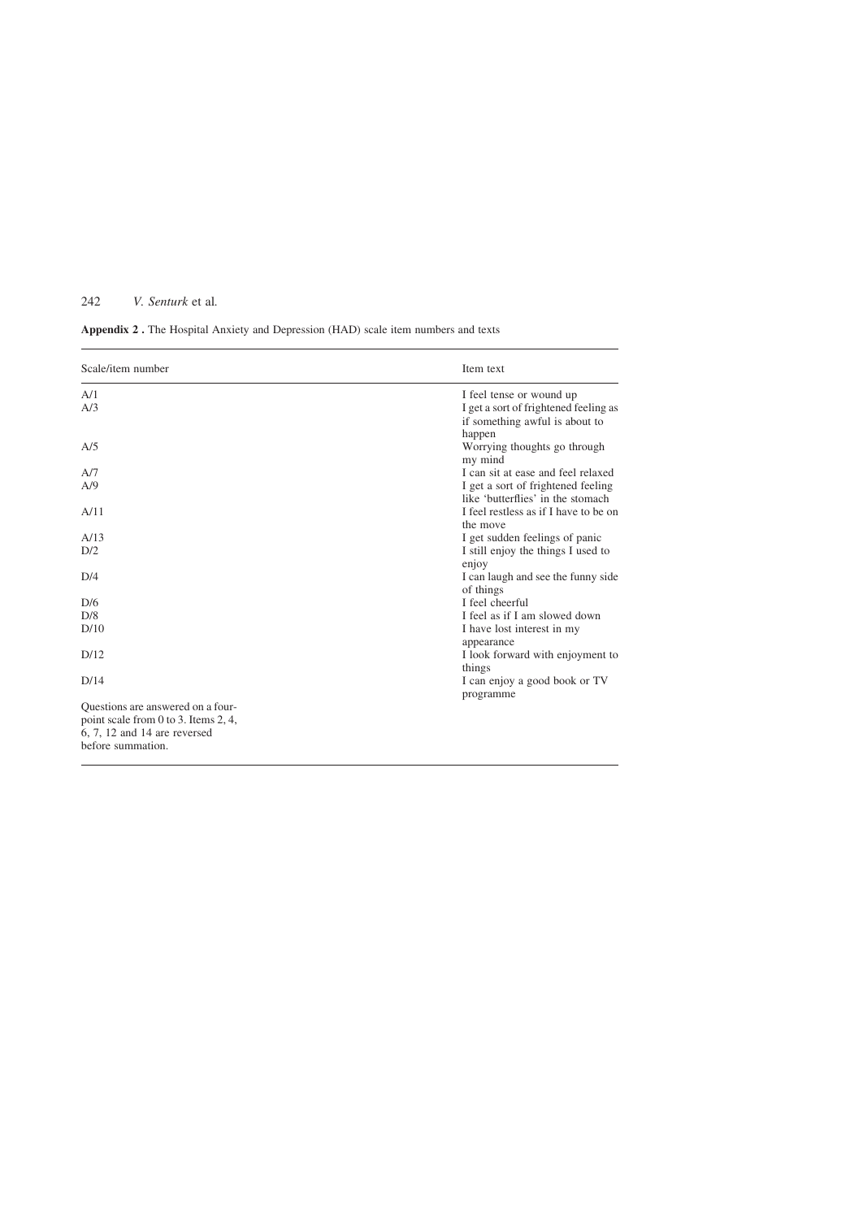**Appendix 2 .** The Hospital Anxiety and Depression (HAD) scale item numbers and texts

| Scale/item number | Item text |
|---|---|
| A/1 | I feel tense or wound up |
| A/3 | I get a sort of frightened feeling as if something awful is about to happen |
| A/5 | Worrying thoughts go through my mind |
| A/7 | I can sit at ease and feel relaxed |
| A/9 | I get a sort of frightened feeling like 'butterflies' in the stomach |
| A/11 | I feel restless as if I have to be on the move |
| A/13 | I get sudden feelings of panic |
| D/2 | I still enjoy the things I used to enjoy |
| D/4 | I can laugh and see the funny side of things |
| D/6 | I feel cheerful |
| D/8 | I feel as if I am slowed down |
| D/10 | I have lost interest in my appearance |
| D/12 | I look forward with enjoyment to things |
| D/14 | I can enjoy a good book or TV programme |
| Questions are answered on a four-point scale from 0 to 3. Items 2, 4, 6, 7, 12 and 14 are reversed before summation. | |